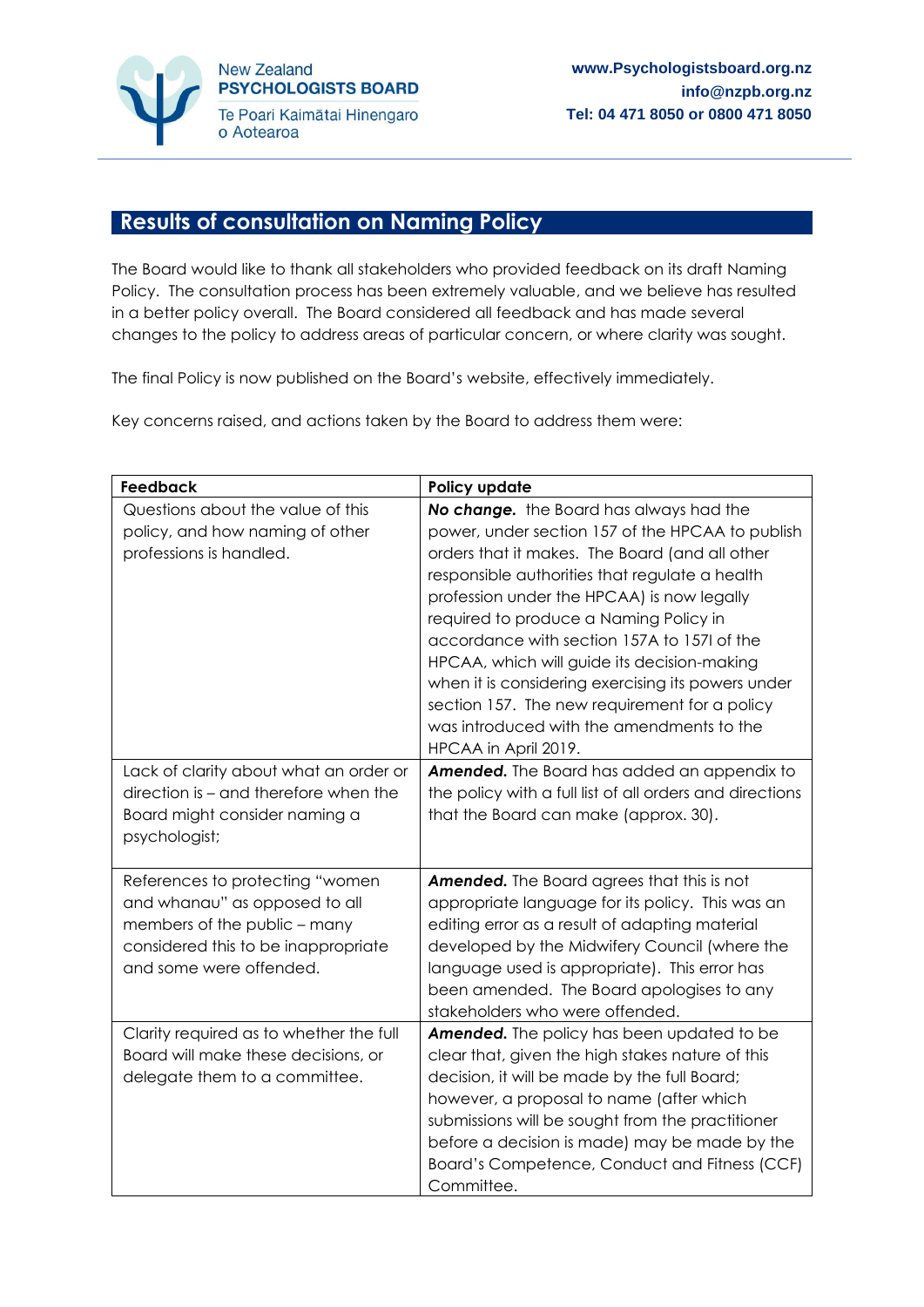New Zealand
**PSYCHOLOGISTS BOARD**
Te Poari Kaimātai Hinengaro o Aotearoa

**www.Psychologistsboard.org.nz**
**info@nzpb.org.nz**
**Tel: 04 471 8050 or 0800 471 8050**

# Results of consultation on Naming Policy

The Board would like to thank all stakeholders who provided feedback on its draft Naming Policy. The consultation process has been extremely valuable, and we believe has resulted in a better policy overall. The Board considered all feedback and has made several changes to the policy to address areas of particular concern, or where clarity was sought.

The final Policy is now published on the Board's website, effectively immediately.

Key concerns raised, and actions taken by the Board to address them were:

| Feedback | Policy update |
|---|---|
| Questions about the value of this policy, and how naming of other professions is handled. | ***No change.*** the Board has always had the power, under section 157 of the HPCAA to publish orders that it makes. The Board (and all other responsible authorities that regulate a health profession under the HPCAA) is now legally required to produce a Naming Policy in accordance with section 157A to 157I of the HPCAA, which will guide its decision-making when it is considering exercising its powers under section 157. The new requirement for a policy was introduced with the amendments to the HPCAA in April 2019. |
| Lack of clarity about what an order or direction is – and therefore when the Board might consider naming a psychologist; | ***Amended.*** The Board has added an appendix to the policy with a full list of all orders and directions that the Board can make (approx. 30). |
| References to protecting "women and whanau" as opposed to all members of the public – many considered this to be inappropriate and some were offended. | ***Amended.*** The Board agrees that this is not appropriate language for its policy. This was an editing error as a result of adapting material developed by the Midwifery Council (where the language used is appropriate). This error has been amended. The Board apologises to any stakeholders who were offended. |
| Clarity required as to whether the full Board will make these decisions, or delegate them to a committee. | ***Amended.*** The policy has been updated to be clear that, given the high stakes nature of this decision, it will be made by the full Board; however, a proposal to name (after which submissions will be sought from the practitioner before a decision is made) may be made by the Board's Competence, Conduct and Fitness (CCF) Committee. |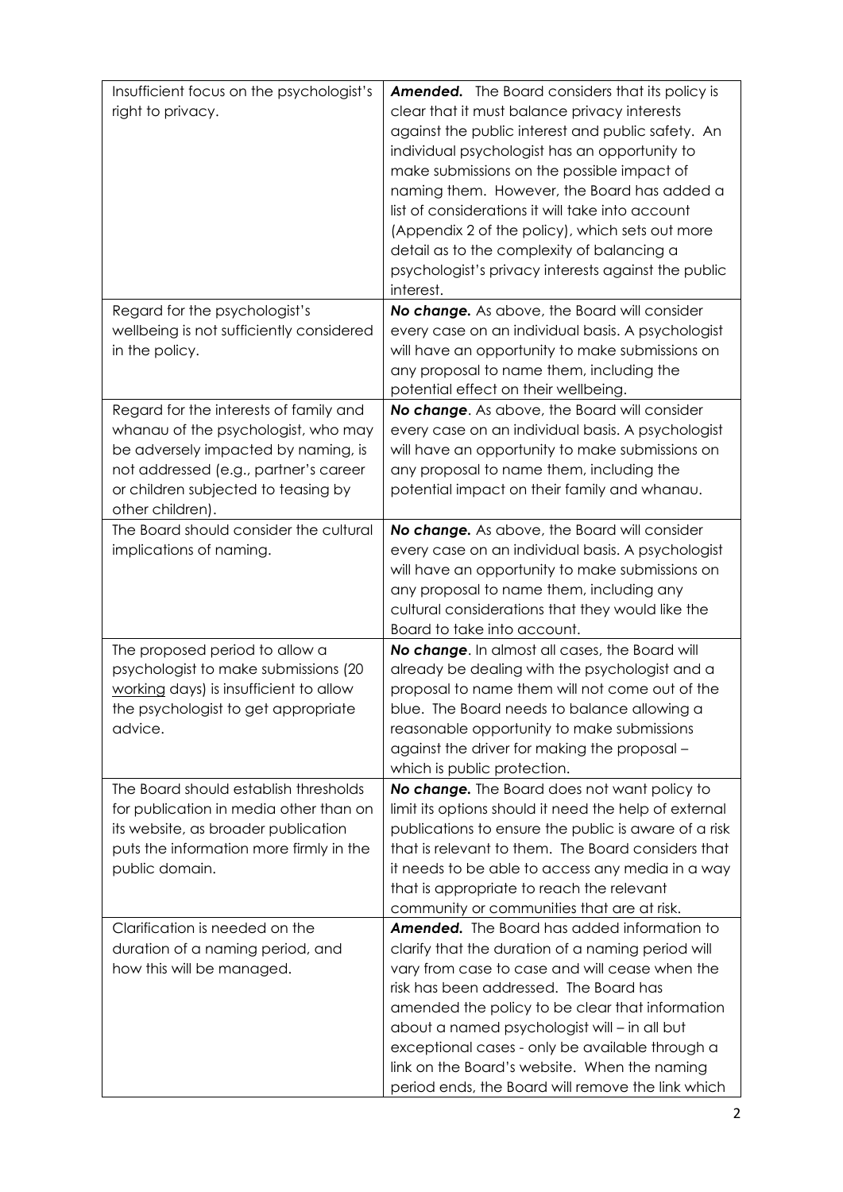| | |
|---|---|
| Insufficient focus on the psychologist's right to privacy. | ***Amended.*** The Board considers that its policy is clear that it must balance privacy interests against the public interest and public safety. An individual psychologist has an opportunity to make submissions on the possible impact of naming them. However, the Board has added a list of considerations it will take into account (Appendix 2 of the policy), which sets out more detail as to the complexity of balancing a psychologist's privacy interests against the public interest. |
| Regard for the psychologist's wellbeing is not sufficiently considered in the policy. | ***No change.*** As above, the Board will consider every case on an individual basis. A psychologist will have an opportunity to make submissions on any proposal to name them, including the potential effect on their wellbeing. |
| Regard for the interests of family and whanau of the psychologist, who may be adversely impacted by naming, is not addressed (e.g., partner's career or children subjected to teasing by other children). | ***No change***. As above, the Board will consider every case on an individual basis. A psychologist will have an opportunity to make submissions on any proposal to name them, including the potential impact on their family and whanau. |
| The Board should consider the cultural implications of naming. | ***No change.*** As above, the Board will consider every case on an individual basis. A psychologist will have an opportunity to make submissions on any proposal to name them, including any cultural considerations that they would like the Board to take into account. |
| The proposed period to allow a psychologist to make submissions (20 <u>working</u> days) is insufficient to allow the psychologist to get appropriate advice. | ***No change***. In almost all cases, the Board will already be dealing with the psychologist and a proposal to name them will not come out of the blue. The Board needs to balance allowing a reasonable opportunity to make submissions against the driver for making the proposal – which is public protection. |
| The Board should establish thresholds for publication in media other than on its website, as broader publication puts the information more firmly in the public domain. | ***No change.*** The Board does not want policy to limit its options should it need the help of external publications to ensure the public is aware of a risk that is relevant to them. The Board considers that it needs to be able to access any media in a way that is appropriate to reach the relevant community or communities that are at risk. |
| Clarification is needed on the duration of a naming period, and how this will be managed. | ***Amended.*** The Board has added information to clarify that the duration of a naming period will vary from case to case and will cease when the risk has been addressed. The Board has amended the policy to be clear that information about a named psychologist will – in all but exceptional cases - only be available through a link on the Board's website. When the naming period ends, the Board will remove the link which |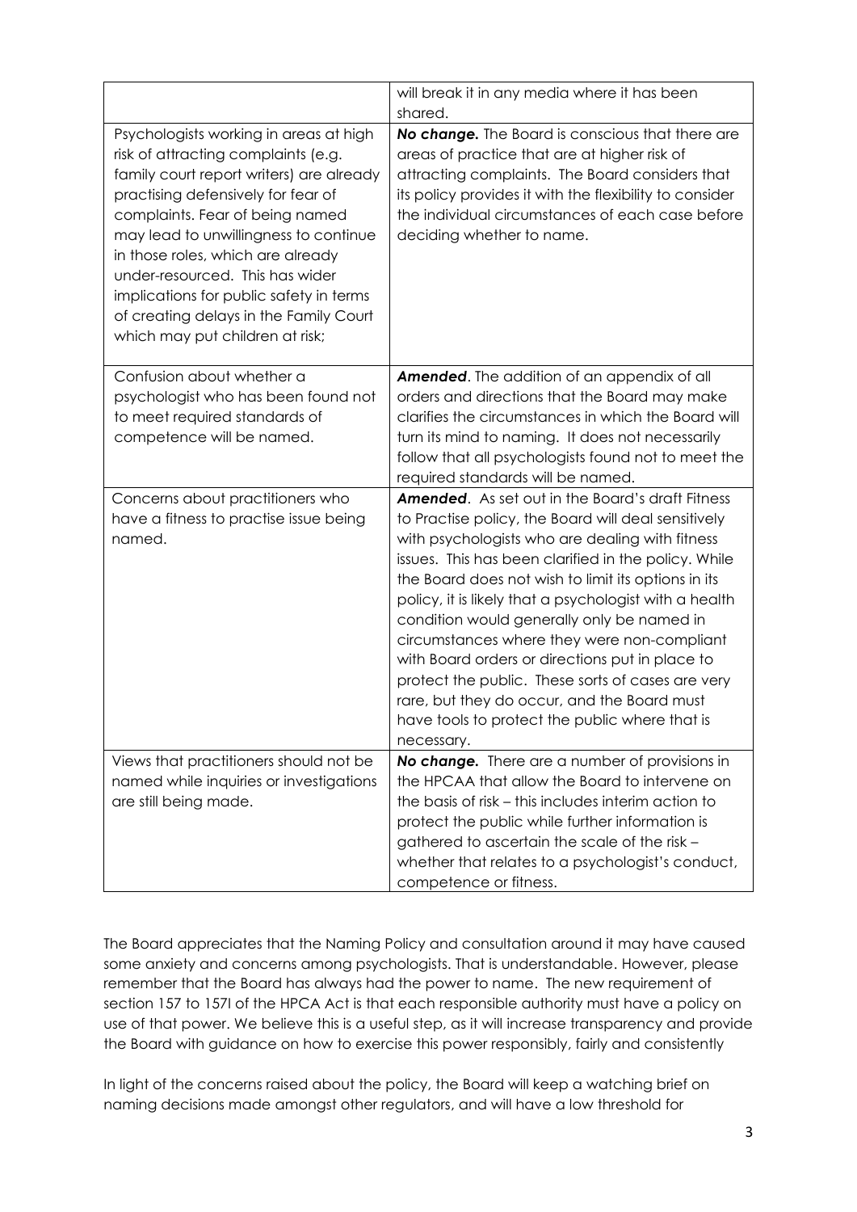| | |
|---|---|
| | will break it in any media where it has been shared. |
| Psychologists working in areas at high risk of attracting complaints (e.g. family court report writers) are already practising defensively for fear of complaints. Fear of being named may lead to unwillingness to continue in those roles, which are already under-resourced. This has wider implications for public safety in terms of creating delays in the Family Court which may put children at risk; | ***No change.*** The Board is conscious that there are areas of practice that are at higher risk of attracting complaints. The Board considers that its policy provides it with the flexibility to consider the individual circumstances of each case before deciding whether to name. |
| Confusion about whether a psychologist who has been found not to meet required standards of competence will be named. | ***Amended***. The addition of an appendix of all orders and directions that the Board may make clarifies the circumstances in which the Board will turn its mind to naming. It does not necessarily follow that all psychologists found not to meet the required standards will be named. |
| Concerns about practitioners who have a fitness to practise issue being named. | ***Amended***. As set out in the Board's draft Fitness to Practise policy, the Board will deal sensitively with psychologists who are dealing with fitness issues. This has been clarified in the policy. While the Board does not wish to limit its options in its policy, it is likely that a psychologist with a health condition would generally only be named in circumstances where they were non-compliant with Board orders or directions put in place to protect the public. These sorts of cases are very rare, but they do occur, and the Board must have tools to protect the public where that is necessary. |
| Views that practitioners should not be named while inquiries or investigations are still being made. | ***No change.*** There are a number of provisions in the HPCAA that allow the Board to intervene on the basis of risk – this includes interim action to protect the public while further information is gathered to ascertain the scale of the risk – whether that relates to a psychologist's conduct, competence or fitness. |

The Board appreciates that the Naming Policy and consultation around it may have caused some anxiety and concerns among psychologists. That is understandable. However, please remember that the Board has always had the power to name. The new requirement of section 157 to 157I of the HPCA Act is that each responsible authority must have a policy on use of that power. We believe this is a useful step, as it will increase transparency and provide the Board with guidance on how to exercise this power responsibly, fairly and consistently

In light of the concerns raised about the policy, the Board will keep a watching brief on naming decisions made amongst other regulators, and will have a low threshold for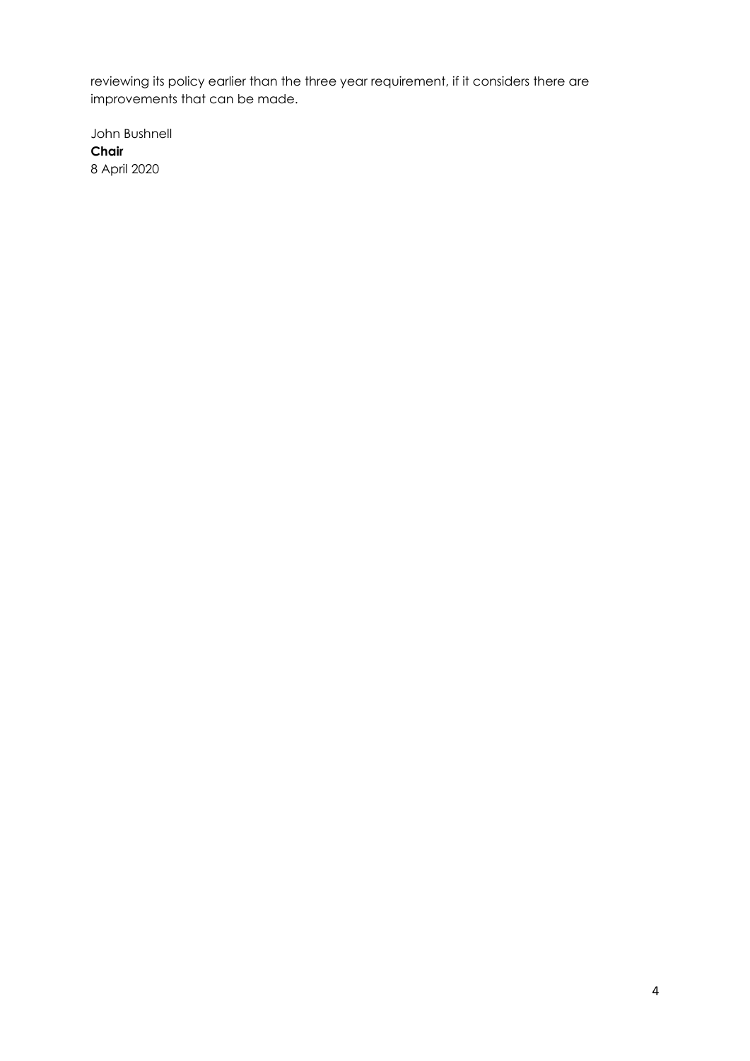reviewing its policy earlier than the three year requirement, if it considers there are improvements that can be made.

John Bushnell
**Chair**
8 April 2020